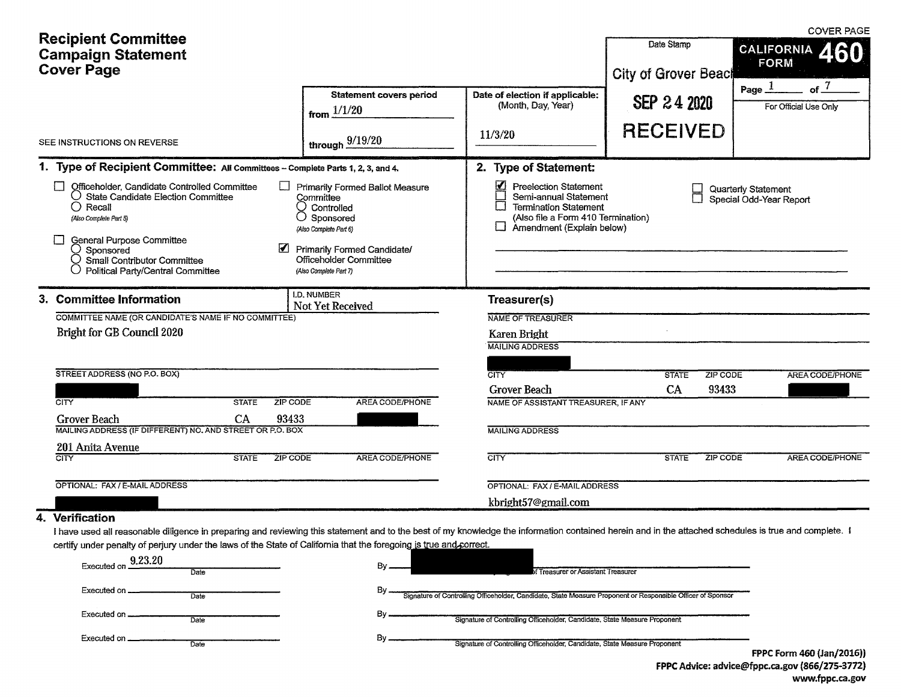# Recipient Committee Campaign Statement Cover Page

COVER PAGE

**CALIFORNIA FORM 460**

Page 1 of 7

For Official Use Only

Date Stamp

City of Grover Beach
SEP 24 2020
RECEIVED

SEE INSTRUCTIONS ON REVERSE

| Statement covers period | Date of election if applicable: (Month, Day, Year) |
|---|---|
| from 1/1/20 | 11/3/20 |
| through 9/19/20 | |

## 1. Type of Recipient Committee: All Committees – Complete Parts 1, 2, 3, and 4.

- ☐ Officeholder, Candidate Controlled Committee
  - ○ State Candidate Election Committee
  - ○ Recall
  - *(Also Complete Part 5)*
- ☐ General Purpose Committee
  - ○ Sponsored
  - ○ Small Contributor Committee
  - ○ Political Party/Central Committee
- ☐ Primarily Formed Ballot Measure Committee
  - ○ Controlled
  - ○ Sponsored
  - *(Also Complete Part 6)*
- ☑ Primarily Formed Candidate/ Officeholder Committee
  - *(Also Complete Part 7)*

## 2. Type of Statement:

- ☑ Preelection Statement
- ☐ Semi-annual Statement
- ☐ Termination Statement (Also file a Form 410 Termination)
- ☐ Amendment (Explain below)
- ☐ Quarterly Statement
- ☐ Special Odd-Year Report

## 3. Committee Information

I.D. NUMBER: Not Yet Received

COMMITTEE NAME (OR CANDIDATE'S NAME IF NO COMMITTEE): Bright for GB Council 2020

STREET ADDRESS (NO P.O. BOX): [redacted]

| CITY | STATE | ZIP CODE | AREA CODE/PHONE |
|---|---|---|---|
| Grover Beach | CA | 93433 | [redacted] |

MAILING ADDRESS (IF DIFFERENT) NO. AND STREET OR P.O. BOX: 201 Anita Avenue

| CITY | STATE | ZIP CODE | AREA CODE/PHONE |
|---|---|---|---|
| | | | |

OPTIONAL: FAX / E-MAIL ADDRESS: [redacted]

### Treasurer(s)

NAME OF TREASURER: Karen Bright

MAILING ADDRESS: [redacted]

| CITY | STATE | ZIP CODE | AREA CODE/PHONE |
|---|---|---|---|
| Grover Beach | CA | 93433 | [redacted] |

NAME OF ASSISTANT TREASURER, IF ANY:

MAILING ADDRESS:

| CITY | STATE | ZIP CODE | AREA CODE/PHONE |
|---|---|---|---|
| | | | |

OPTIONAL: FAX / E-MAIL ADDRESS: kbright57@gmail.com

## 4. Verification

I have used all reasonable diligence in preparing and reviewing this statement and to the best of my knowledge the information contained herein and in the attached schedules is true and complete. I certify under penalty of perjury under the laws of the State of California that the foregoing is true and correct.

Executed on 9.23.20 (Date) By [redacted] Signature of Treasurer or Assistant Treasurer

Executed on ______ (Date) By ______ Signature of Controlling Officeholder, Candidate, State Measure Proponent or Responsible Officer of Sponsor

Executed on ______ (Date) By ______ Signature of Controlling Officeholder, Candidate, State Measure Proponent

Executed on ______ (Date) By ______ Signature of Controlling Officeholder, Candidate, State Measure Proponent

FPPC Form 460 (Jan/2016))
FPPC Advice: advice@fppc.ca.gov (866/275-3772)
www.fppc.ca.gov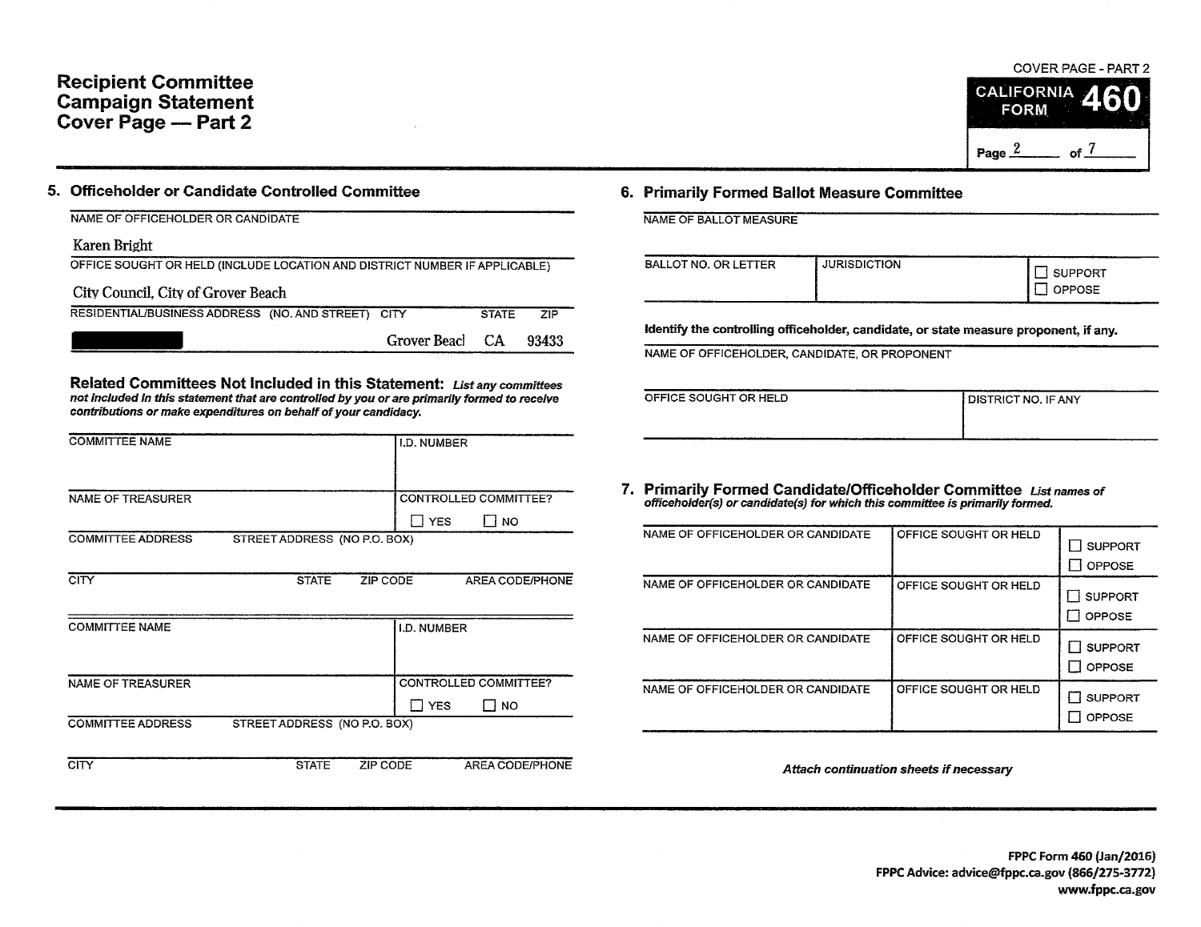# Recipient Committee Campaign Statement Cover Page — Part 2

COVER PAGE - PART 2

CALIFORNIA FORM 460

## 5. Officeholder or Candidate Controlled Committee

NAME OF OFFICEHOLDER OR CANDIDATE

Karen Bright

OFFICE SOUGHT OR HELD (INCLUDE LOCATION AND DISTRICT NUMBER IF APPLICABLE)

City Council, City of Grover Beach

| RESIDENTIAL/BUSINESS ADDRESS (NO. AND STREET) | CITY | STATE | ZIP |
|---|---|---|---|
| [REDACTED] | Grover Beacl | CA | 93433 |

### Related Committees Not Included in this Statement: *List any committees not included in this statement that are controlled by you or are primarily formed to receive contributions or make expenditures on behalf of your candidacy.*

| COMMITTEE NAME | I.D. NUMBER |
|---|---|
| | |

| NAME OF TREASURER | CONTROLLED COMMITTEE? |
|---|---|
| | ☐ YES ☐ NO |

| COMMITTEE ADDRESS | STREET ADDRESS (NO P.O. BOX) | | |
|---|---|---|---|
| CITY | STATE | ZIP CODE | AREA CODE/PHONE |
| | | | |

| COMMITTEE NAME | I.D. NUMBER |
|---|---|
| | |

| NAME OF TREASURER | CONTROLLED COMMITTEE? |
|---|---|
| | ☐ YES ☐ NO |

| COMMITTEE ADDRESS | STREET ADDRESS (NO P.O. BOX) | | |
|---|---|---|---|
| CITY | STATE | ZIP CODE | AREA CODE/PHONE |
| | | | |

## 6. Primarily Formed Ballot Measure Committee

NAME OF BALLOT MEASURE

| BALLOT NO. OR LETTER | JURISDICTION | |
|---|---|---|
| | | ☐ SUPPORT ☐ OPPOSE |

**Identify the controlling officeholder, candidate, or state measure proponent, if any.**

NAME OF OFFICEHOLDER, CANDIDATE, OR PROPONENT

| OFFICE SOUGHT OR HELD | DISTRICT NO. IF ANY |
|---|---|
| | |

## 7. Primarily Formed Candidate/Officeholder Committee *List names of officeholder(s) or candidate(s) for which this committee is primarily formed.*

| NAME OF OFFICEHOLDER OR CANDIDATE | OFFICE SOUGHT OR HELD | |
|---|---|---|
| | | ☐ SUPPORT ☐ OPPOSE |
| NAME OF OFFICEHOLDER OR CANDIDATE | OFFICE SOUGHT OR HELD | ☐ SUPPORT ☐ OPPOSE |
| NAME OF OFFICEHOLDER OR CANDIDATE | OFFICE SOUGHT OR HELD | ☐ SUPPORT ☐ OPPOSE |
| NAME OF OFFICEHOLDER OR CANDIDATE | OFFICE SOUGHT OR HELD | ☐ SUPPORT ☐ OPPOSE |

*Attach continuation sheets if necessary*

**FPPC Form 460 (Jan/2016)**
**FPPC Advice: advice@fppc.ca.gov (866/275-3772)**
**www.fppc.ca.gov**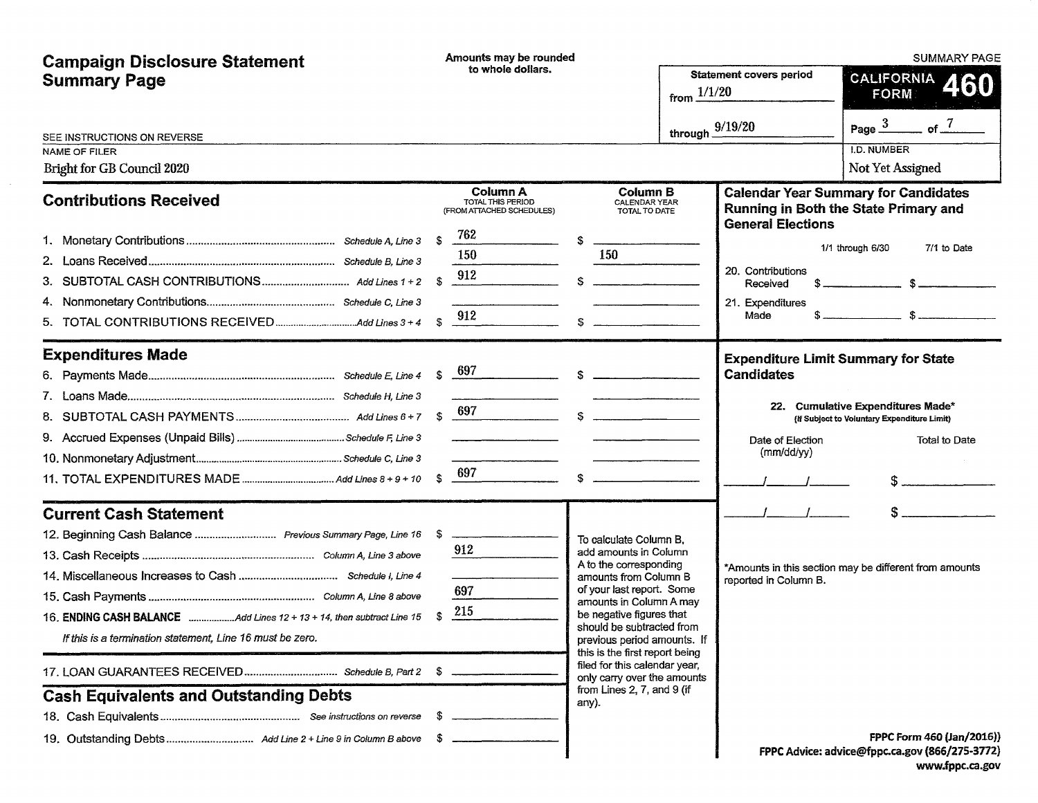# Campaign Disclosure Statement Summary Page

**Amounts may be rounded to whole dollars.**

SEE INSTRUCTIONS ON REVERSE

**Statement covers period**
from 1/1/20
through 9/19/20

**CALIFORNIA FORM 460** — SUMMARY PAGE

Page 3 of 7

NAME OF FILER: Bright for GB Council 2020

I.D. NUMBER: Not Yet Assigned

## Contributions Received

| | | Column A TOTAL THIS PERIOD (FROM ATTACHED SCHEDULES) | Column B CALENDAR YEAR TOTAL TO DATE |
|---|---|---|---|
| 1. Monetary Contributions | Schedule A, Line 3 | $ 762 | $ |
| 2. Loans Received | Schedule B, Line 3 | 150 | 150 |
| 3. SUBTOTAL CASH CONTRIBUTIONS | Add Lines 1 + 2 | $ 912 | $ |
| 4. Nonmonetary Contributions | Schedule C, Line 3 | | |
| 5. TOTAL CONTRIBUTIONS RECEIVED | Add Lines 3 + 4 | $ 912 | $ |

## Expenditures Made

| | | Column A | Column B |
|---|---|---|---|
| 6. Payments Made | Schedule E, Line 4 | $ 697 | $ |
| 7. Loans Made | Schedule H, Line 3 | | |
| 8. SUBTOTAL CASH PAYMENTS | Add Lines 6 + 7 | $ 697 | $ |
| 9. Accrued Expenses (Unpaid Bills) | Schedule F, Line 3 | | |
| 10. Nonmonetary Adjustment | Schedule C, Line 3 | | |
| 11. TOTAL EXPENDITURES MADE | Add Lines 8 + 9 + 10 | $ 697 | $ |

## Current Cash Statement

| | | |
|---|---|---|
| 12. Beginning Cash Balance | Previous Summary Page, Line 16 | $ |
| 13. Cash Receipts | Column A, Line 3 above | 912 |
| 14. Miscellaneous Increases to Cash | Schedule I, Line 4 | |
| 15. Cash Payments | Column A, Line 8 above | 697 |
| 16. **ENDING CASH BALANCE** | Add Lines 12 + 13 + 14, then subtract Line 15 | $ 215 |

*If this is a termination statement, Line 16 must be zero.*

| | | |
|---|---|---|
| 17. LOAN GUARANTEES RECEIVED | Schedule B, Part 2 | $ |

## Cash Equivalents and Outstanding Debts

| | | |
|---|---|---|
| 18. Cash Equivalents | See instructions on reverse | $ |
| 19. Outstanding Debts | Add Line 2 + Line 9 in Column B above | $ |

To calculate Column B, add amounts in Column A to the corresponding amounts from Column B of your last report. Some amounts in Column A may be negative figures that should be subtracted from previous period amounts. If this is the first report being filed for this calendar year, only carry over the amounts from Lines 2, 7, and 9 (if any).

## Calendar Year Summary for Candidates Running in Both the State Primary and General Elections

| | 1/1 through 6/30 | 7/1 to Date |
|---|---|---|
| 20. Contributions Received | $ | $ |
| 21. Expenditures Made | $ | $ |

## Expenditure Limit Summary for State Candidates

**22. Cumulative Expenditures Made*** (If Subject to Voluntary Expenditure Limit)

| Date of Election (mm/dd/yy) | Total to Date |
|---|---|
| / / | $ |
| / / | $ |

*Amounts in this section may be different from amounts reported in Column B.

FPPC Form 460 (Jan/2016))
FPPC Advice: advice@fppc.ca.gov (866/275-3772)
www.fppc.ca.gov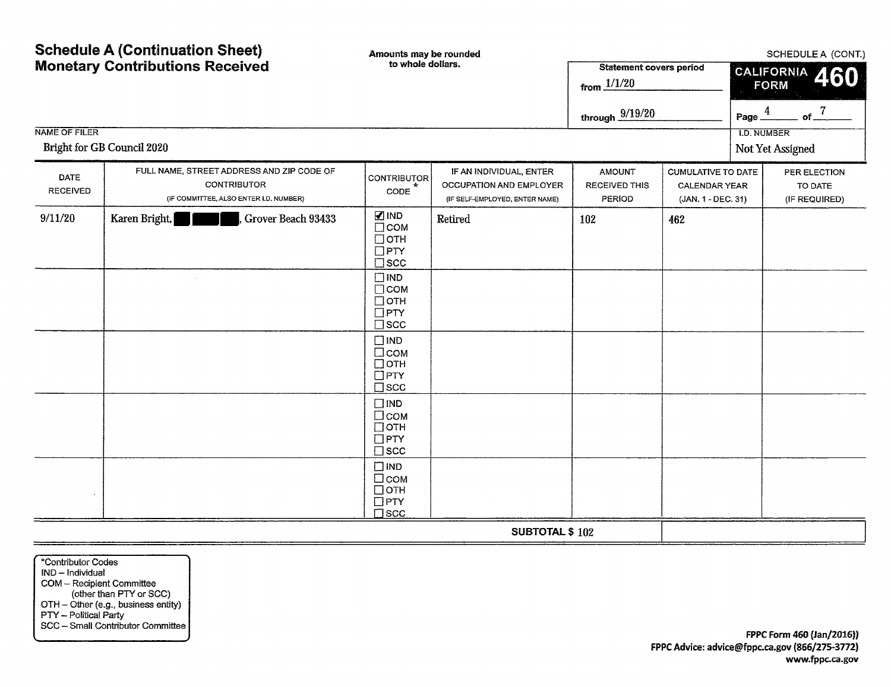# Schedule A (Continuation Sheet)
## Monetary Contributions Received

Amounts may be rounded to whole dollars.

SCHEDULE A (CONT.)

**CALIFORNIA FORM 460**

Statement covers period
from 1/1/20
through 9/19/20

Page 4 of 7

NAME OF FILER: Bright for GB Council 2020

I.D. NUMBER: Not Yet Assigned

| DATE RECEIVED | FULL NAME, STREET ADDRESS AND ZIP CODE OF CONTRIBUTOR (IF COMMITTEE, ALSO ENTER I.D. NUMBER) | CONTRIBUTOR CODE * | IF AN INDIVIDUAL, ENTER OCCUPATION AND EMPLOYER (IF SELF-EMPLOYED, ENTER NAME) | AMOUNT RECEIVED THIS PERIOD | CUMULATIVE TO DATE CALENDAR YEAR (JAN. 1 - DEC. 31) | PER ELECTION TO DATE (IF REQUIRED) |
|---|---|---|---|---|---|---|
| 9/11/20 | Karen Bright, ███ ███ ███, Grover Beach 93433 | ☑ IND ☐ COM ☐ OTH ☐ PTY ☐ SCC | Retired | 102 | 462 | |
| | | ☐ IND ☐ COM ☐ OTH ☐ PTY ☐ SCC | | | | |
| | | ☐ IND ☐ COM ☐ OTH ☐ PTY ☐ SCC | | | | |
| | | ☐ IND ☐ COM ☐ OTH ☐ PTY ☐ SCC | | | | |
| | | ☐ IND ☐ COM ☐ OTH ☐ PTY ☐ SCC | | | | |
| | | | **SUBTOTAL $** | 102 | | |

*Contributor Codes
IND – Individual
COM – Recipient Committee (other than PTY or SCC)
OTH – Other (e.g., business entity)
PTY – Political Party
SCC – Small Contributor Committee

FPPC Form 460 (Jan/2016))
FPPC Advice: advice@fppc.ca.gov (866/275-3772)
www.fppc.ca.gov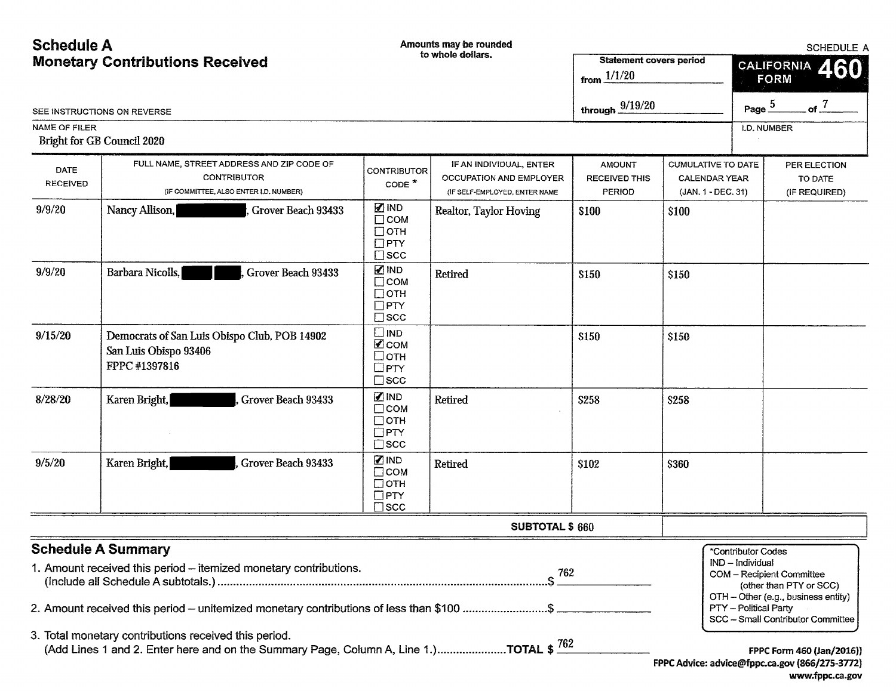## Schedule A
## Monetary Contributions Received

Amounts may be rounded to whole dollars.

SCHEDULE A

**CALIFORNIA FORM 460**

Statement covers period from 1/1/20 through 9/19/20

SEE INSTRUCTIONS ON REVERSE

NAME OF FILER: Bright for GB Council 2020

I.D. NUMBER:

| DATE RECEIVED | FULL NAME, STREET ADDRESS AND ZIP CODE OF CONTRIBUTOR (IF COMMITTEE, ALSO ENTER I.D. NUMBER) | CONTRIBUTOR CODE * | IF AN INDIVIDUAL, ENTER OCCUPATION AND EMPLOYER (IF SELF-EMPLOYED, ENTER NAME | AMOUNT RECEIVED THIS PERIOD | CUMULATIVE TO DATE CALENDAR YEAR (JAN. 1 - DEC. 31) | PER ELECTION TO DATE (IF REQUIRED) |
|---|---|---|---|---|---|---|
| 9/9/20 | Nancy Allison, [redacted], Grover Beach 93433 | ☑ IND ☐ COM ☐ OTH ☐ PTY ☐ SCC | Realtor, Taylor Hoving | $100 | $100 | |
| 9/9/20 | Barbara Nicolls, [redacted], Grover Beach 93433 | ☑ IND ☐ COM ☐ OTH ☐ PTY ☐ SCC | Retired | $150 | $150 | |
| 9/15/20 | Democrats of San Luis Obispo Club, POB 14902 San Luis Obispo 93406 FPPC #1397816 | ☐ IND ☑ COM ☐ OTH ☐ PTY ☐ SCC | | $150 | $150 | |
| 8/28/20 | Karen Bright, [redacted], Grover Beach 93433 | ☑ IND ☐ COM ☐ OTH ☐ PTY ☐ SCC | Retired | $258 | $258 | |
| 9/5/20 | Karen Bright, [redacted], Grover Beach 93433 | ☑ IND ☐ COM ☐ OTH ☐ PTY ☐ SCC | Retired | $102 | $360 | |
| | | | SUBTOTAL $ | 660 | | |

### Schedule A Summary

1. Amount received this period – itemized monetary contributions. (Include all Schedule A subtotals.) ........ $ 762
2. Amount received this period – unitemized monetary contributions of less than $100 ........ $
3. Total monetary contributions received this period. (Add Lines 1 and 2. Enter here and on the Summary Page, Column A, Line 1.) ........ **TOTAL** $ 762

*Contributor Codes
IND – Individual
COM – Recipient Committee (other than PTY or SCC)
OTH – Other (e.g., business entity)
PTY – Political Party
SCC – Small Contributor Committee

FPPC Form 460 (Jan/2016))
FPPC Advice: advice@fppc.ca.gov (866/275-3772)
www.fppc.ca.gov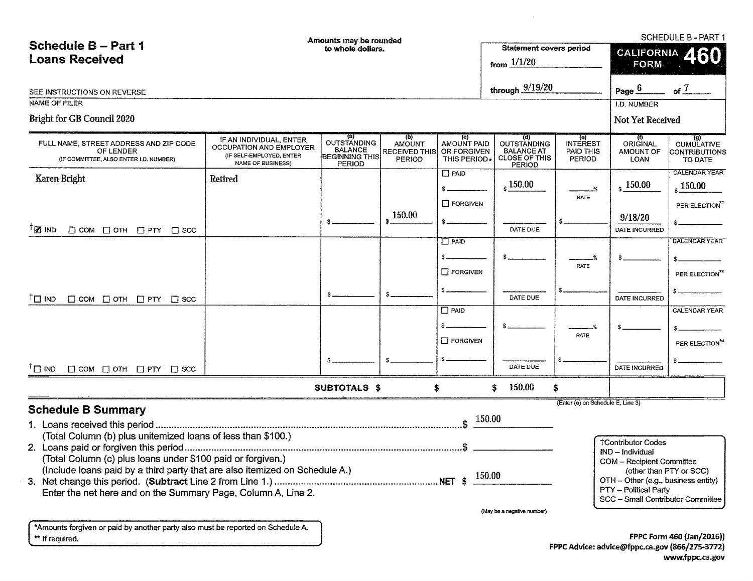# Schedule B – Part 1
## Loans Received

Amounts may be rounded to whole dollars.

SCHEDULE B - PART 1

**CALIFORNIA FORM 460**

Statement covers period from 1/1/20 through 9/19/20

SEE INSTRUCTIONS ON REVERSE

NAME OF FILER: Bright for GB Council 2020

I.D. NUMBER: Not Yet Received

| FULL NAME, STREET ADDRESS AND ZIP CODE OF LENDER (IF COMMITTEE, ALSO ENTER I.D. NUMBER) | IF AN INDIVIDUAL, ENTER OCCUPATION AND EMPLOYER (IF SELF-EMPLOYED, ENTER NAME OF BUSINESS) | (a) OUTSTANDING BALANCE BEGINNING THIS PERIOD | (b) AMOUNT RECEIVED THIS PERIOD | (c) AMOUNT PAID OR FORGIVEN THIS PERIOD* | (d) OUTSTANDING BALANCE AT CLOSE OF THIS PERIOD | (e) INTEREST PAID THIS PERIOD | (f) ORIGINAL AMOUNT OF LOAN | (g) CUMULATIVE CONTRIBUTIONS TO DATE |
|---|---|---|---|---|---|---|---|---|
| Karen Bright<br>†☑ IND ☐ COM ☐ OTH ☐ PTY ☐ SCC | Retired | $ | $ 150.00 | ☐ PAID $<br>☐ FORGIVEN $ | $ 150.00<br>DATE DUE: | RATE: %<br>$ | $ 150.00<br>9/18/20<br>DATE INCURRED | CALENDAR YEAR $ 150.00<br>PER ELECTION** $ |
| †☐ IND ☐ COM ☐ OTH ☐ PTY ☐ SCC | | $ | $ | ☐ PAID $<br>☐ FORGIVEN $ | $<br>DATE DUE: | RATE: %<br>$ | $<br>DATE INCURRED | CALENDAR YEAR $<br>PER ELECTION** $ |
| †☐ IND ☐ COM ☐ OTH ☐ PTY ☐ SCC | | $ | $ | ☐ PAID $<br>☐ FORGIVEN $ | $<br>DATE DUE: | RATE: %<br>$ | $<br>DATE INCURRED | CALENDAR YEAR $<br>PER ELECTION** $ |
| | **SUBTOTALS** | $ | $ | | $ 150.00 | $ | | |

(Enter (e) on Schedule E, Line 3)

## Schedule B Summary

1. Loans received this period .......... $ 150.00
   (Total Column (b) plus unitemized loans of less than $100.)
2. Loans paid or forgiven this period .......... $
   (Total Column (c) plus loans under $100 paid or forgiven.)
   (Include loans paid by a third party that are also itemized on Schedule A.)
3. Net change this period. (**Subtract** Line 2 from Line 1.) .......... **NET** $ 150.00
   Enter the net here and on the Summary Page, Column A, Line 2.

(May be a negative number)

†Contributor Codes
- IND – Individual
- COM – Recipient Committee (other than PTY or SCC)
- OTH – Other (e.g., business entity)
- PTY – Political Party
- SCC – Small Contributor Committee

*Amounts forgiven or paid by another party also must be reported on Schedule A.
** If required.

FPPC Form 460 (Jan/2016))
FPPC Advice: advice@fppc.ca.gov (866/275-3772)
www.fppc.ca.gov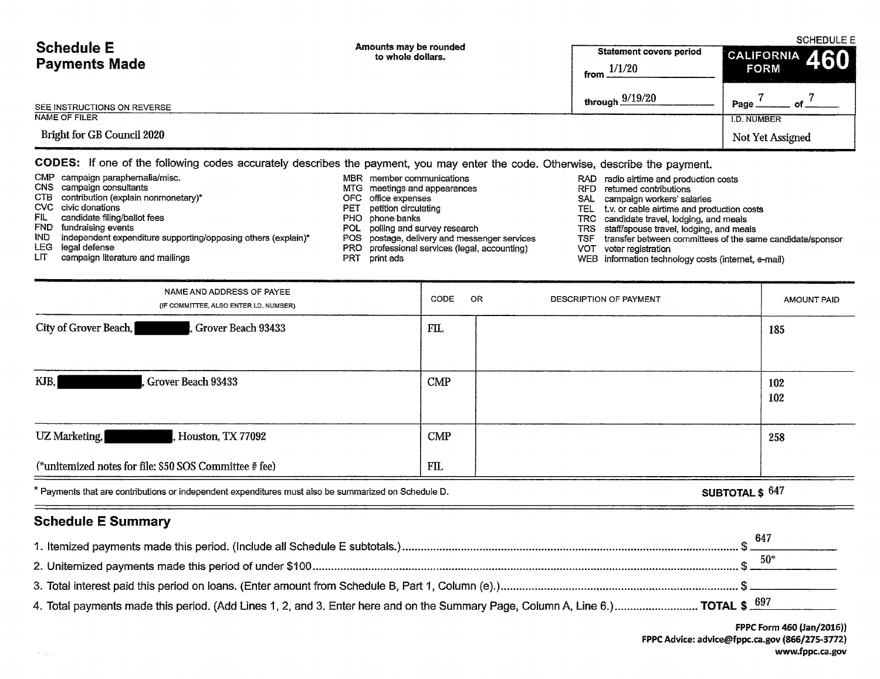SCHEDULE E

# Schedule E
## Payments Made

Amounts may be rounded to whole dollars.

Statement covers period
from 1/1/20
through 9/19/20

CALIFORNIA FORM **460**

SEE INSTRUCTIONS ON REVERSE

NAME OF FILER: Bright for GB Council 2020

I.D. NUMBER: Not Yet Assigned

**CODES:** If one of the following codes accurately describes the payment, you may enter the code. Otherwise, describe the payment.

- CMP campaign paraphernalia/misc.
- CNS campaign consultants
- CTB contribution (explain nonmonetary)*
- CVC civic donations
- FIL candidate filing/ballot fees
- FND fundraising events
- IND independent expenditure supporting/opposing others (explain)*
- LEG legal defense
- LIT campaign literature and mailings
- MBR member communications
- MTG meetings and appearances
- OFC office expenses
- PET petition circulating
- PHO phone banks
- POL polling and survey research
- POS postage, delivery and messenger services
- PRO professional services (legal, accounting)
- PRT print ads
- RAD radio airtime and production costs
- RFD returned contributions
- SAL campaign workers' salaries
- TEL t.v. or cable airtime and production costs
- TRC candidate travel, lodging, and meals
- TRS staff/spouse travel, lodging, and meals
- TSF transfer between committees of the same candidate/sponsor
- VOT voter registration
- WEB information technology costs (internet, e-mail)

| NAME AND ADDRESS OF PAYEE (IF COMMITTEE, ALSO ENTER I.D. NUMBER) | CODE | OR DESCRIPTION OF PAYMENT | AMOUNT PAID |
|---|---|---|---|
| City of Grover Beach, [REDACTED], Grover Beach 93433 | FIL | | 185 |
| KJB, [REDACTED], Grover Beach 93433 | CMP | | 102<br>102 |
| UZ Marketing, [REDACTED], Houston, TX 77092 | CMP | | 258 |
| (*unitemized notes for file: $50 SOS Committee # fee) | FIL | | |

* Payments that are contributions or independent expenditures must also be summarized on Schedule D.

**SUBTOTAL $** 647

## Schedule E Summary

1. Itemized payments made this period. (Include all Schedule E subtotals.) $ 647
2. Unitemized payments made this period of under $100 $ 50*
3. Total interest paid this period on loans. (Enter amount from Schedule B, Part 1, Column (e).) $
4. Total payments made this period. (Add Lines 1, 2, and 3. Enter here and on the Summary Page, Column A, Line 6.) **TOTAL $** 697

FPPC Form 460 (Jan/2016))
FPPC Advice: advice@fppc.ca.gov (866/275-3772)
www.fppc.ca.gov